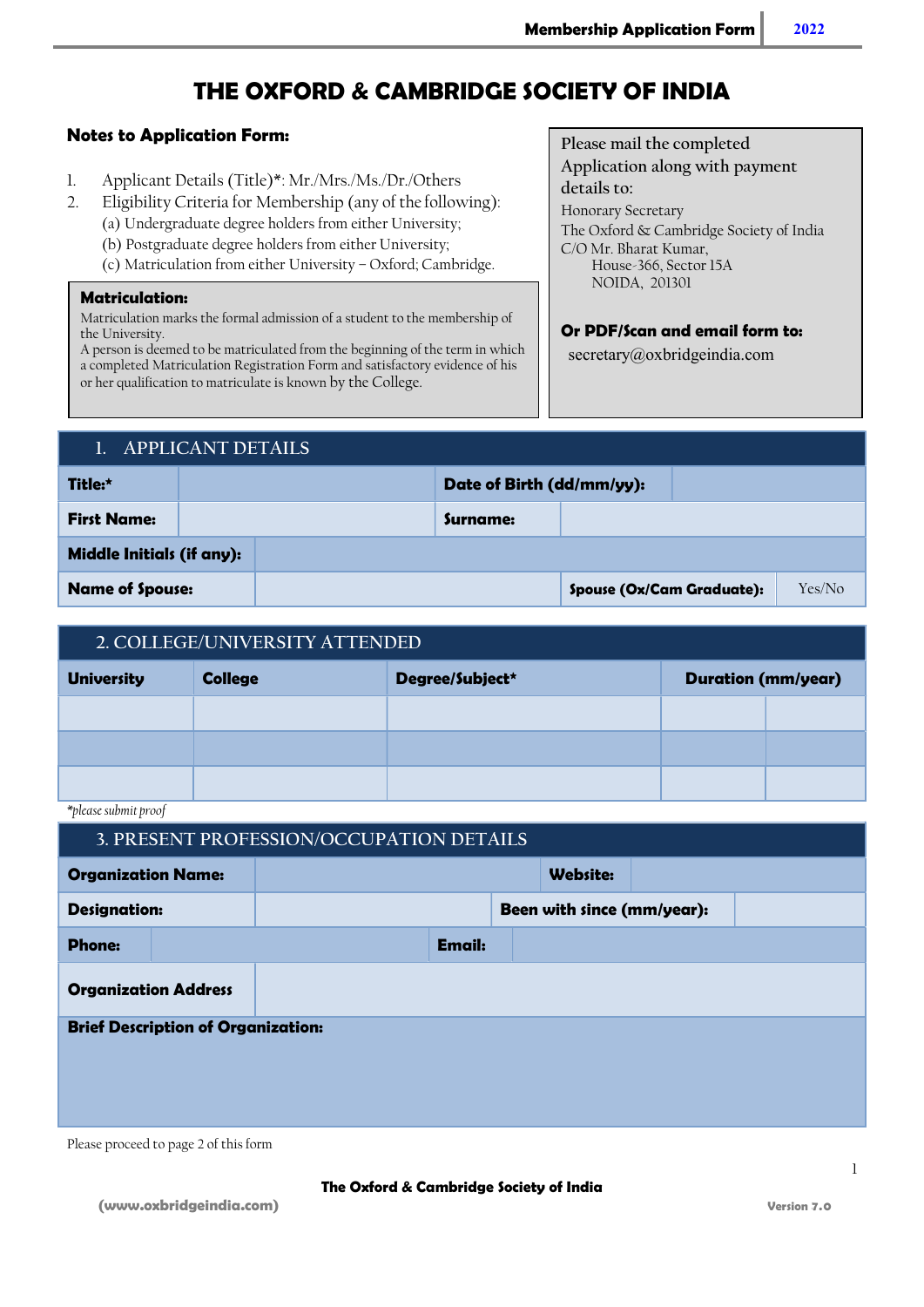# THE OXFORD & CAMBRIDGE SOCIETY OF INDIA

**Notes to Application Form:**

1. Applicant Details (Title)*: Mr./Mrs./Ms./Dr./Others
2. Eligibility Criteria for Membership (any of the following):
   (a) Undergraduate degree holders from either University;
   (b) Postgraduate degree holders from either University;
   (c) Matriculation from either University – Oxford; Cambridge.

**Matriculation:**
Matriculation marks the formal admission of a student to the membership of the University.
A person is deemed to be matriculated from the beginning of the term in which a completed Matriculation Registration Form and satisfactory evidence of his or her qualification to matriculate is known by the College.

Please mail the completed Application along with payment details to:

Honorary Secretary
The Oxford & Cambridge Society of India
C/O Mr. Bharat Kumar,
House-366, Sector 15A
NOIDA, 201301

**Or PDF/Scan and email form to:**
secretary@oxbridgeindia.com

## 1. APPLICANT DETAILS

| **Title:*** | | **Date of Birth (dd/mm/yy):** | | |
|---|---|---|---|---|
| **First Name:** | | **Surname:** | | |
| **Middle Initials (if any):** | | | | |
| **Name of Spouse:** | | | **Spouse (Ox/Cam Graduate):** | Yes/No |

## 2. COLLEGE/UNIVERSITY ATTENDED

| **University** | **College** | **Degree/Subject*** | **Duration (mm/year)** | |
|---|---|---|---|---|
| | | | | |
| | | | | |
| | | | | |

*\*please submit proof*

## 3. PRESENT PROFESSION/OCCUPATION DETAILS

| **Organization Name:** | | **Website:** | |
|---|---|---|---|
| **Designation:** | | **Been with since (mm/year):** | |
| **Phone:** | | **Email:** | |
| **Organization Address** | | | |
| **Brief Description of Organization:** | | | |

Please proceed to page 2 of this form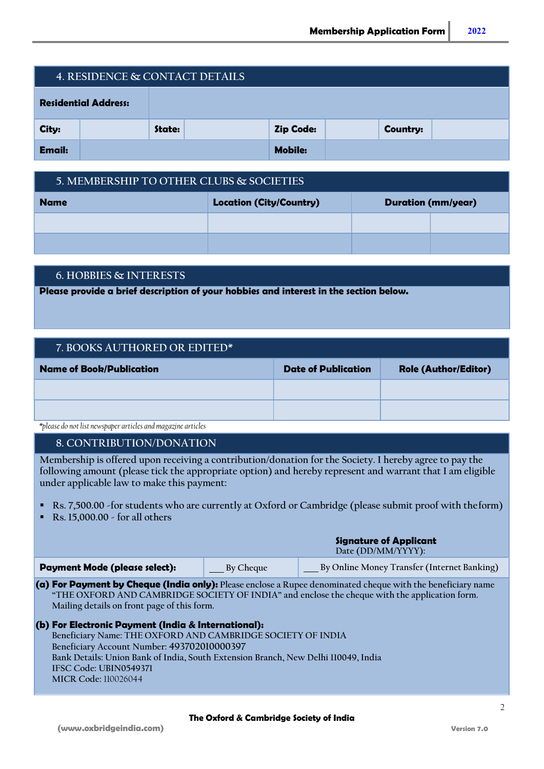## 4. RESIDENCE & CONTACT DETAILS

| | | | | | | | |
|---|---|---|---|---|---|---|---|
| **Residential Address:** | | | | | | | |
| **City:** | | **State:** | | **Zip Code:** | | **Country:** | |
| **Email:** | | | | **Mobile:** | | | |

## 5. MEMBERSHIP TO OTHER CLUBS & SOCIETIES

| **Name** | **Location (City/Country)** | **Duration (mm/year)** | |
|---|---|---|---|
| | | | |
| | | | |

## 6. HOBBIES & INTERESTS

**Please provide a brief description of your hobbies and interest in the section below.**

## 7. BOOKS AUTHORED OR EDITED*

| **Name of Book/Publication** | **Date of Publication** | **Role (Author/Editor)** |
|---|---|---|
| | | |
| | | |

*\*please do not list newspaper articles and magazine articles*

## 8. CONTRIBUTION/DONATION

Membership is offered upon receiving a contribution/donation for the Society. I hereby agree to pay the following amount (please tick the appropriate option) and hereby represent and warrant that I am eligible under applicable law to make this payment:

- Rs. 7,500.00 -for students who are currently at Oxford or Cambridge (please submit proof with the form)
- Rs. 15,000.00 - for all others

**Signature of Applicant**
Date (DD/MM/YYYY):

| | | |
|---|---|---|
| **Payment Mode (please select):** | ___ By Cheque | ___ By Online Money Transfer (Internet Banking) |

**(a) For Payment by Cheque (India only):** Please enclose a Rupee denominated cheque with the beneficiary name "THE OXFORD AND CAMBRIDGE SOCIETY OF INDIA" and enclose the cheque with the application form. Mailing details on front page of this form.

**(b) For Electronic Payment (India & International):**
Beneficiary Name: THE OXFORD AND CAMBRIDGE SOCIETY OF INDIA
Beneficiary Account Number: 493702010000397
Bank Details: Union Bank of India, South Extension Branch, New Delhi 110049, India
IFSC Code: UBIN0549371
MICR Code: 110026044